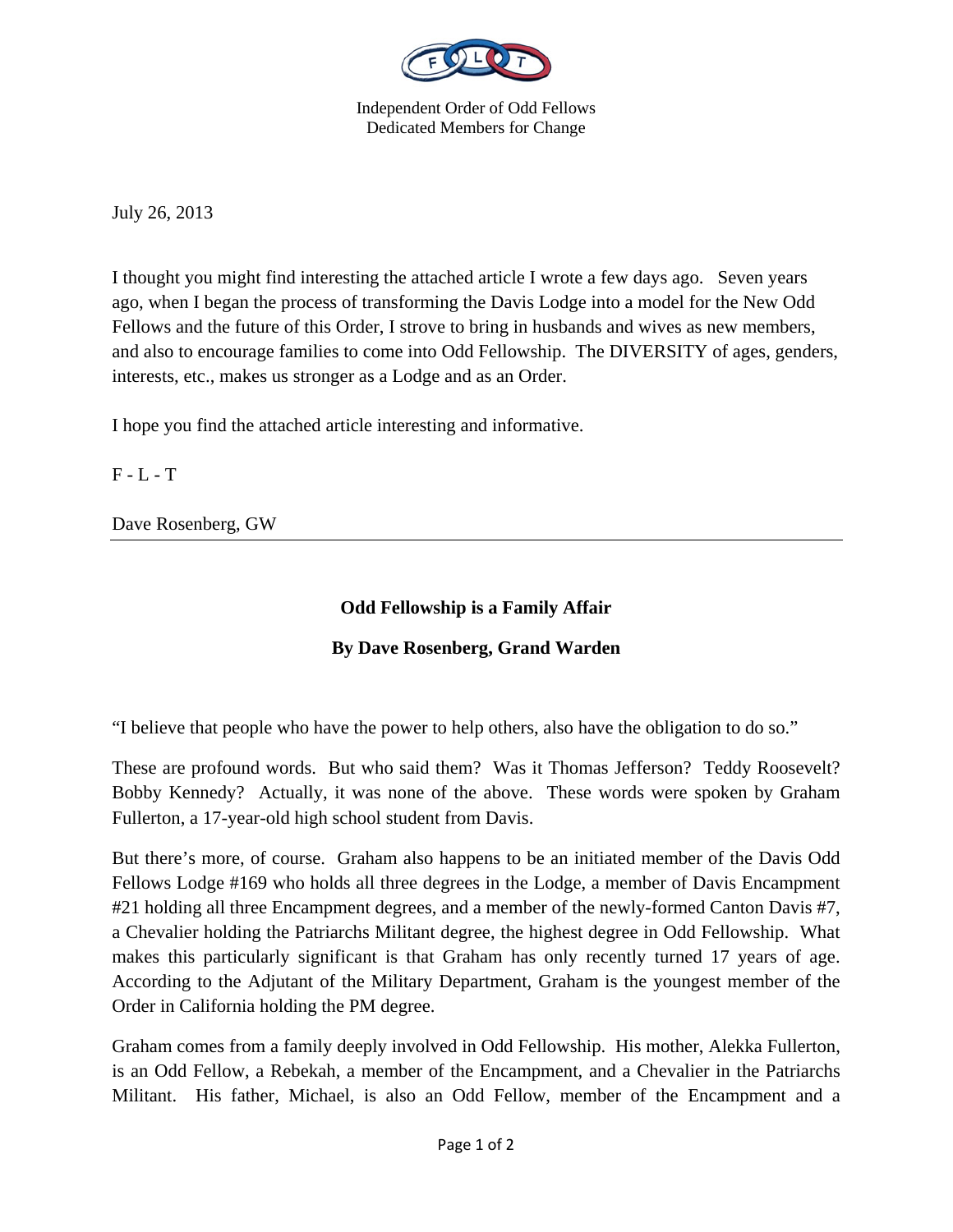Independent Order of Odd Fellows
Dedicated Members for Change

July 26, 2013

I thought you might find interesting the attached article I wrote a few days ago. Seven years ago, when I began the process of transforming the Davis Lodge into a model for the New Odd Fellows and the future of this Order, I strove to bring in husbands and wives as new members, and also to encourage families to come into Odd Fellowship. The DIVERSITY of ages, genders, interests, etc., makes us stronger as a Lodge and as an Order.

I hope you find the attached article interesting and informative.

F - L - T

Dave Rosenberg, GW

---

**Odd Fellowship is a Family Affair**

**By Dave Rosenberg, Grand Warden**

"I believe that people who have the power to help others, also have the obligation to do so."

These are profound words. But who said them? Was it Thomas Jefferson? Teddy Roosevelt? Bobby Kennedy? Actually, it was none of the above. These words were spoken by Graham Fullerton, a 17-year-old high school student from Davis.

But there's more, of course. Graham also happens to be an initiated member of the Davis Odd Fellows Lodge #169 who holds all three degrees in the Lodge, a member of Davis Encampment #21 holding all three Encampment degrees, and a member of the newly-formed Canton Davis #7, a Chevalier holding the Patriarchs Militant degree, the highest degree in Odd Fellowship. What makes this particularly significant is that Graham has only recently turned 17 years of age. According to the Adjutant of the Military Department, Graham is the youngest member of the Order in California holding the PM degree.

Graham comes from a family deeply involved in Odd Fellowship. His mother, Alekka Fullerton, is an Odd Fellow, a Rebekah, a member of the Encampment, and a Chevalier in the Patriarchs Militant. His father, Michael, is also an Odd Fellow, member of the Encampment and a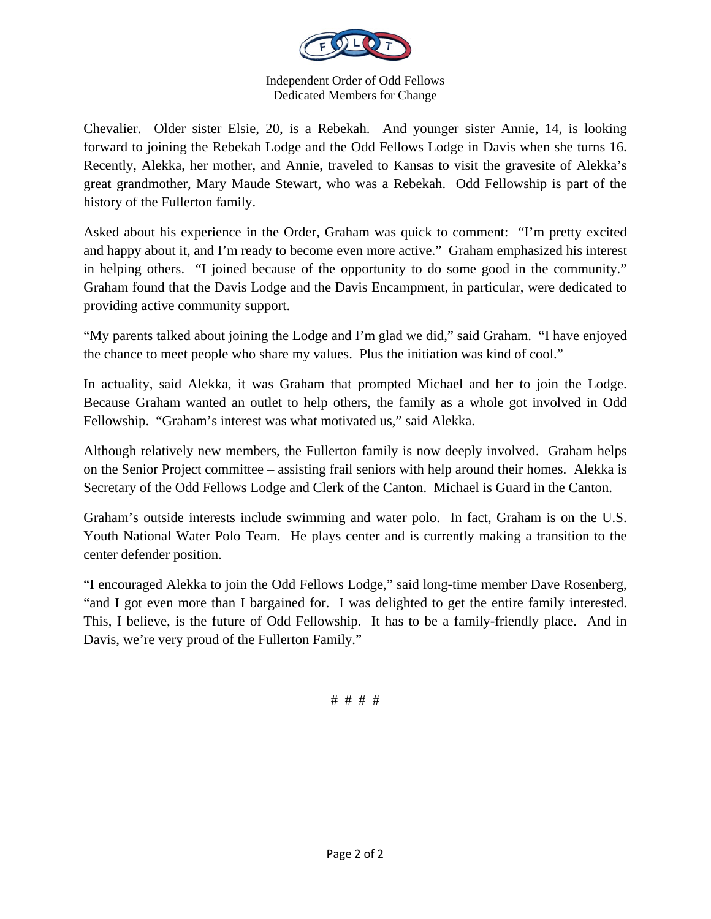Chevalier. Older sister Elsie, 20, is a Rebekah. And younger sister Annie, 14, is looking forward to joining the Rebekah Lodge and the Odd Fellows Lodge in Davis when she turns 16. Recently, Alekka, her mother, and Annie, traveled to Kansas to visit the gravesite of Alekka's great grandmother, Mary Maude Stewart, who was a Rebekah. Odd Fellowship is part of the history of the Fullerton family.

Asked about his experience in the Order, Graham was quick to comment: "I'm pretty excited and happy about it, and I'm ready to become even more active." Graham emphasized his interest in helping others. "I joined because of the opportunity to do some good in the community." Graham found that the Davis Lodge and the Davis Encampment, in particular, were dedicated to providing active community support.

"My parents talked about joining the Lodge and I'm glad we did," said Graham. "I have enjoyed the chance to meet people who share my values. Plus the initiation was kind of cool."

In actuality, said Alekka, it was Graham that prompted Michael and her to join the Lodge. Because Graham wanted an outlet to help others, the family as a whole got involved in Odd Fellowship. "Graham's interest was what motivated us," said Alekka.

Although relatively new members, the Fullerton family is now deeply involved. Graham helps on the Senior Project committee – assisting frail seniors with help around their homes. Alekka is Secretary of the Odd Fellows Lodge and Clerk of the Canton. Michael is Guard in the Canton.

Graham's outside interests include swimming and water polo. In fact, Graham is on the U.S. Youth National Water Polo Team. He plays center and is currently making a transition to the center defender position.

"I encouraged Alekka to join the Odd Fellows Lodge," said long-time member Dave Rosenberg, "and I got even more than I bargained for. I was delighted to get the entire family interested. This, I believe, is the future of Odd Fellowship. It has to be a family-friendly place. And in Davis, we're very proud of the Fullerton Family."

# # # #